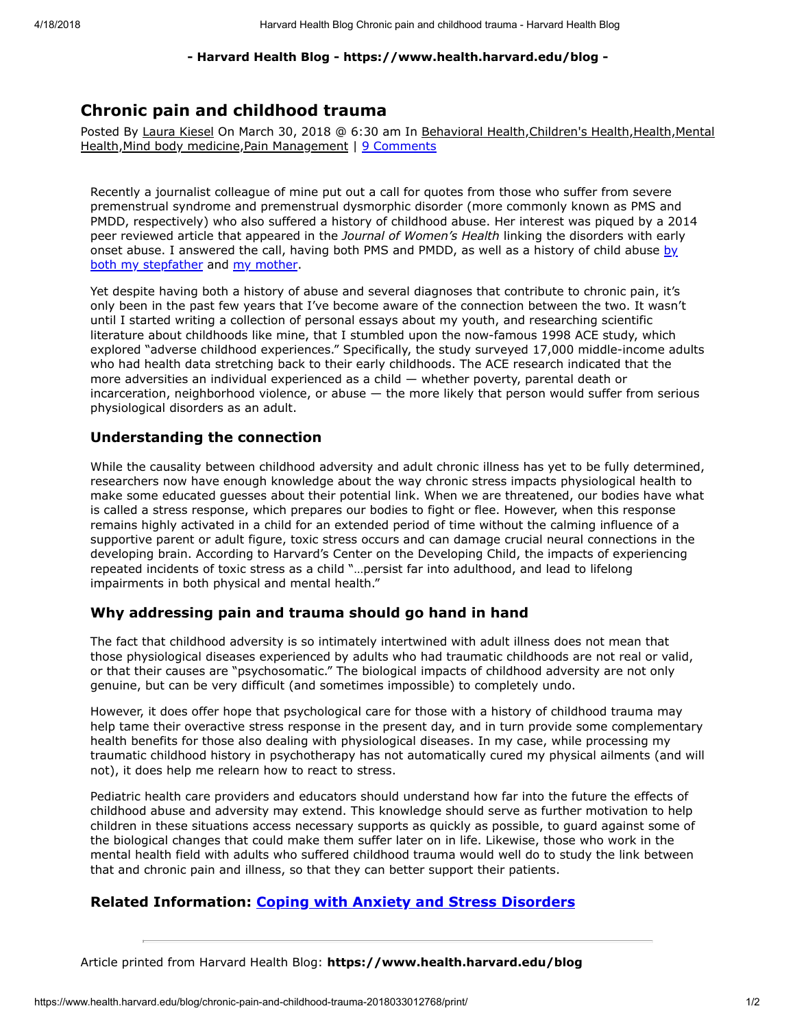**- Harvard Health Blog - https://www.health.harvard.edu/blog -**

# Chronic pain and childhood trauma

Posted By Laura Kiesel On March 30, 2018 @ 6:30 am In Behavioral Health,Children's Health,Health,Mental Health,Mind body medicine,Pain Management | 9 Comments

Recently a journalist colleague of mine put out a call for quotes from those who suffer from severe premenstrual syndrome and premenstrual dysmorphic disorder (more commonly known as PMS and PMDD, respectively) who also suffered a history of childhood abuse. Her interest was piqued by a 2014 peer reviewed article that appeared in the *Journal of Women's Health* linking the disorders with early onset abuse. I answered the call, having both PMS and PMDD, as well as a history of child abuse by both my stepfather and my mother.

Yet despite having both a history of abuse and several diagnoses that contribute to chronic pain, it's only been in the past few years that I've become aware of the connection between the two. It wasn't until I started writing a collection of personal essays about my youth, and researching scientific literature about childhoods like mine, that I stumbled upon the now-famous 1998 ACE study, which explored "adverse childhood experiences." Specifically, the study surveyed 17,000 middle-income adults who had health data stretching back to their early childhoods. The ACE research indicated that the more adversities an individual experienced as a child — whether poverty, parental death or incarceration, neighborhood violence, or abuse — the more likely that person would suffer from serious physiological disorders as an adult.

## Understanding the connection

While the causality between childhood adversity and adult chronic illness has yet to be fully determined, researchers now have enough knowledge about the way chronic stress impacts physiological health to make some educated guesses about their potential link. When we are threatened, our bodies have what is called a stress response, which prepares our bodies to fight or flee. However, when this response remains highly activated in a child for an extended period of time without the calming influence of a supportive parent or adult figure, toxic stress occurs and can damage crucial neural connections in the developing brain. According to Harvard's Center on the Developing Child, the impacts of experiencing repeated incidents of toxic stress as a child "…persist far into adulthood, and lead to lifelong impairments in both physical and mental health."

## Why addressing pain and trauma should go hand in hand

The fact that childhood adversity is so intimately intertwined with adult illness does not mean that those physiological diseases experienced by adults who had traumatic childhoods are not real or valid, or that their causes are "psychosomatic." The biological impacts of childhood adversity are not only genuine, but can be very difficult (and sometimes impossible) to completely undo.

However, it does offer hope that psychological care for those with a history of childhood trauma may help tame their overactive stress response in the present day, and in turn provide some complementary health benefits for those also dealing with physiological diseases. In my case, while processing my traumatic childhood history in psychotherapy has not automatically cured my physical ailments (and will not), it does help me relearn how to react to stress.

Pediatric health care providers and educators should understand how far into the future the effects of childhood abuse and adversity may extend. This knowledge should serve as further motivation to help children in these situations access necessary supports as quickly as possible, to guard against some of the biological changes that could make them suffer later on in life. Likewise, those who work in the mental health field with adults who suffered childhood trauma would well do to study the link between that and chronic pain and illness, so that they can better support their patients.

## Related Information: Coping with Anxiety and Stress Disorders

---

Article printed from Harvard Health Blog: **https://www.health.harvard.edu/blog**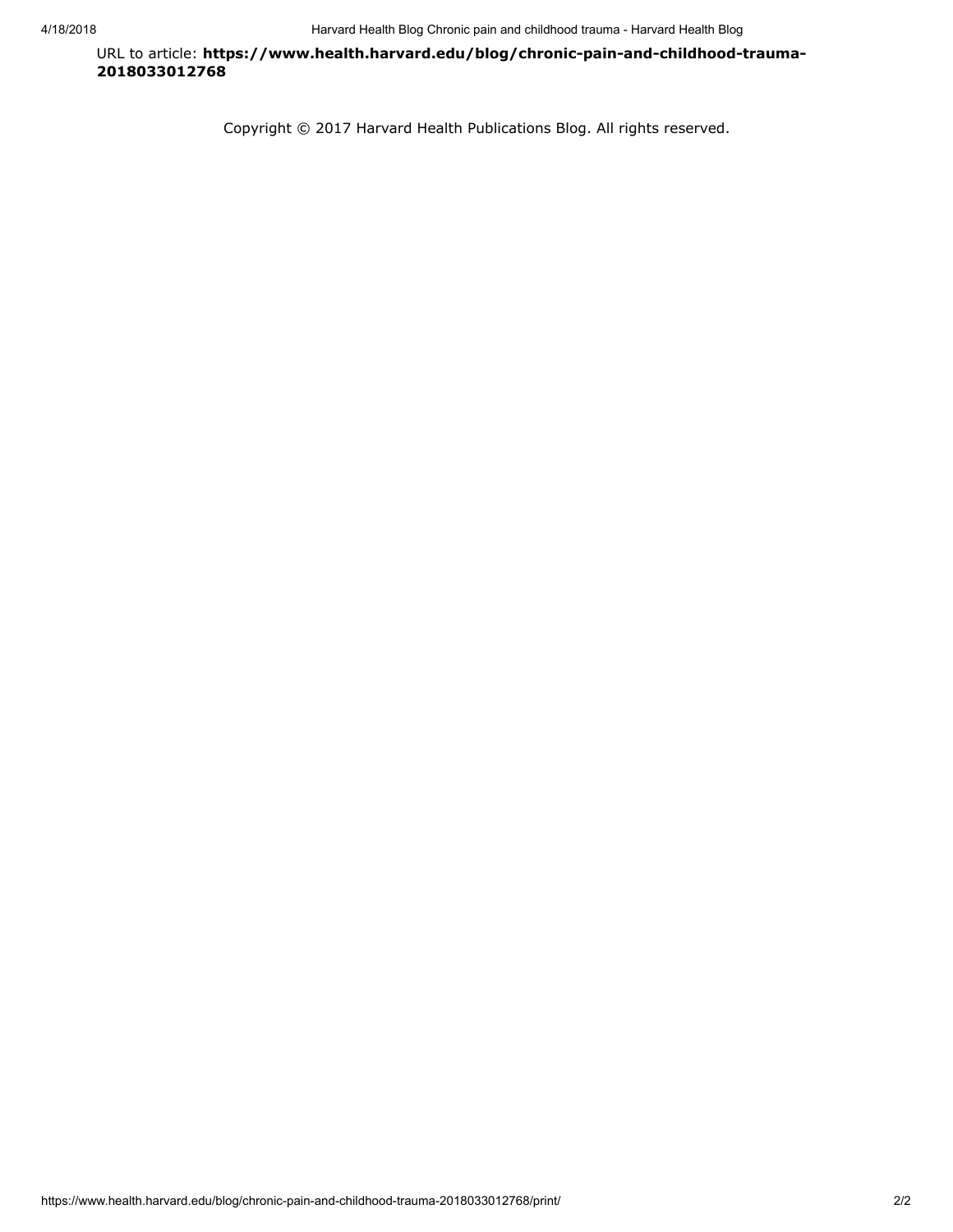URL to article: **https://www.health.harvard.edu/blog/chronic-pain-and-childhood-trauma-2018033012768**

Copyright © 2017 Harvard Health Publications Blog. All rights reserved.